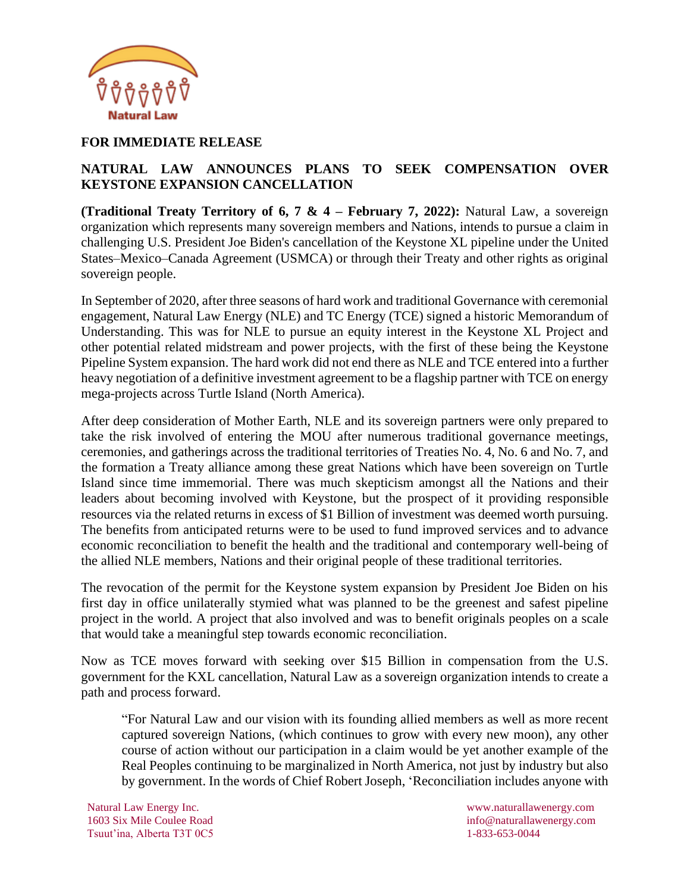Natural Law

**FOR IMMEDIATE RELEASE**

**NATURAL LAW ANNOUNCES PLANS TO SEEK COMPENSATION OVER KEYSTONE EXPANSION CANCELLATION**

**(Traditional Treaty Territory of 6, 7 & 4 – February 7, 2022):** Natural Law, a sovereign organization which represents many sovereign members and Nations, intends to pursue a claim in challenging U.S. President Joe Biden's cancellation of the Keystone XL pipeline under the United States–Mexico–Canada Agreement (USMCA) or through their Treaty and other rights as original sovereign people.

In September of 2020, after three seasons of hard work and traditional Governance with ceremonial engagement, Natural Law Energy (NLE) and TC Energy (TCE) signed a historic Memorandum of Understanding. This was for NLE to pursue an equity interest in the Keystone XL Project and other potential related midstream and power projects, with the first of these being the Keystone Pipeline System expansion. The hard work did not end there as NLE and TCE entered into a further heavy negotiation of a definitive investment agreement to be a flagship partner with TCE on energy mega-projects across Turtle Island (North America).

After deep consideration of Mother Earth, NLE and its sovereign partners were only prepared to take the risk involved of entering the MOU after numerous traditional governance meetings, ceremonies, and gatherings across the traditional territories of Treaties No. 4, No. 6 and No. 7, and the formation a Treaty alliance among these great Nations which have been sovereign on Turtle Island since time immemorial. There was much skepticism amongst all the Nations and their leaders about becoming involved with Keystone, but the prospect of it providing responsible resources via the related returns in excess of $1 Billion of investment was deemed worth pursuing. The benefits from anticipated returns were to be used to fund improved services and to advance economic reconciliation to benefit the health and the traditional and contemporary well-being of the allied NLE members, Nations and their original people of these traditional territories.

The revocation of the permit for the Keystone system expansion by President Joe Biden on his first day in office unilaterally stymied what was planned to be the greenest and safest pipeline project in the world. A project that also involved and was to benefit originals peoples on a scale that would take a meaningful step towards economic reconciliation.

Now as TCE moves forward with seeking over $15 Billion in compensation from the U.S. government for the KXL cancellation, Natural Law as a sovereign organization intends to create a path and process forward.

> "For Natural Law and our vision with its founding allied members as well as more recent captured sovereign Nations, (which continues to grow with every new moon), any other course of action without our participation in a claim would be yet another example of the Real Peoples continuing to be marginalized in North America, not just by industry but also by government. In the words of Chief Robert Joseph, 'Reconciliation includes anyone with

Natural Law Energy Inc.
1603 Six Mile Coulee Road
Tsuut'ina, Alberta T3T 0C5

www.naturallawenergy.com
info@naturallawenergy.com
1-833-653-0044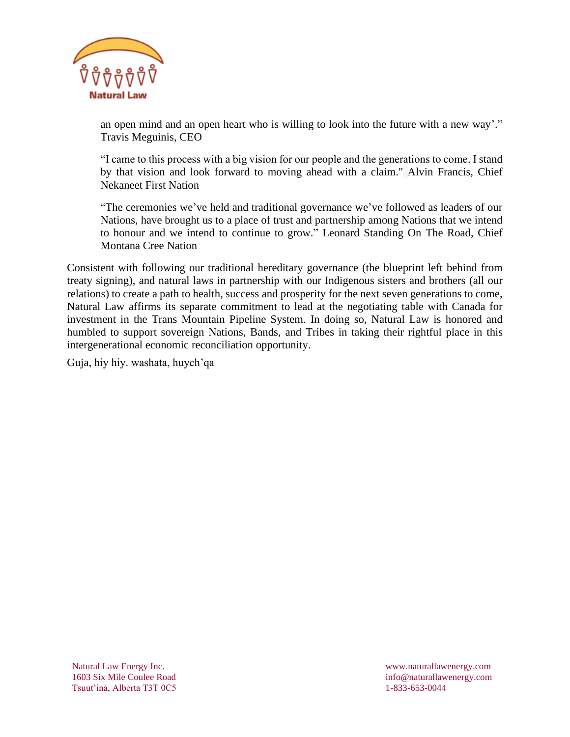an open mind and an open heart who is willing to look into the future with a new way'." Travis Meguinis, CEO

> "I came to this process with a big vision for our people and the generations to come. I stand by that vision and look forward to moving ahead with a claim." Alvin Francis, Chief Nekaneet First Nation

> "The ceremonies we've held and traditional governance we've followed as leaders of our Nations, have brought us to a place of trust and partnership among Nations that we intend to honour and we intend to continue to grow." Leonard Standing On The Road, Chief Montana Cree Nation

Consistent with following our traditional hereditary governance (the blueprint left behind from treaty signing), and natural laws in partnership with our Indigenous sisters and brothers (all our relations) to create a path to health, success and prosperity for the next seven generations to come, Natural Law affirms its separate commitment to lead at the negotiating table with Canada for investment in the Trans Mountain Pipeline System. In doing so, Natural Law is honored and humbled to support sovereign Nations, Bands, and Tribes in taking their rightful place in this intergenerational economic reconciliation opportunity.

Guja, hiy hiy. washata, huych'qa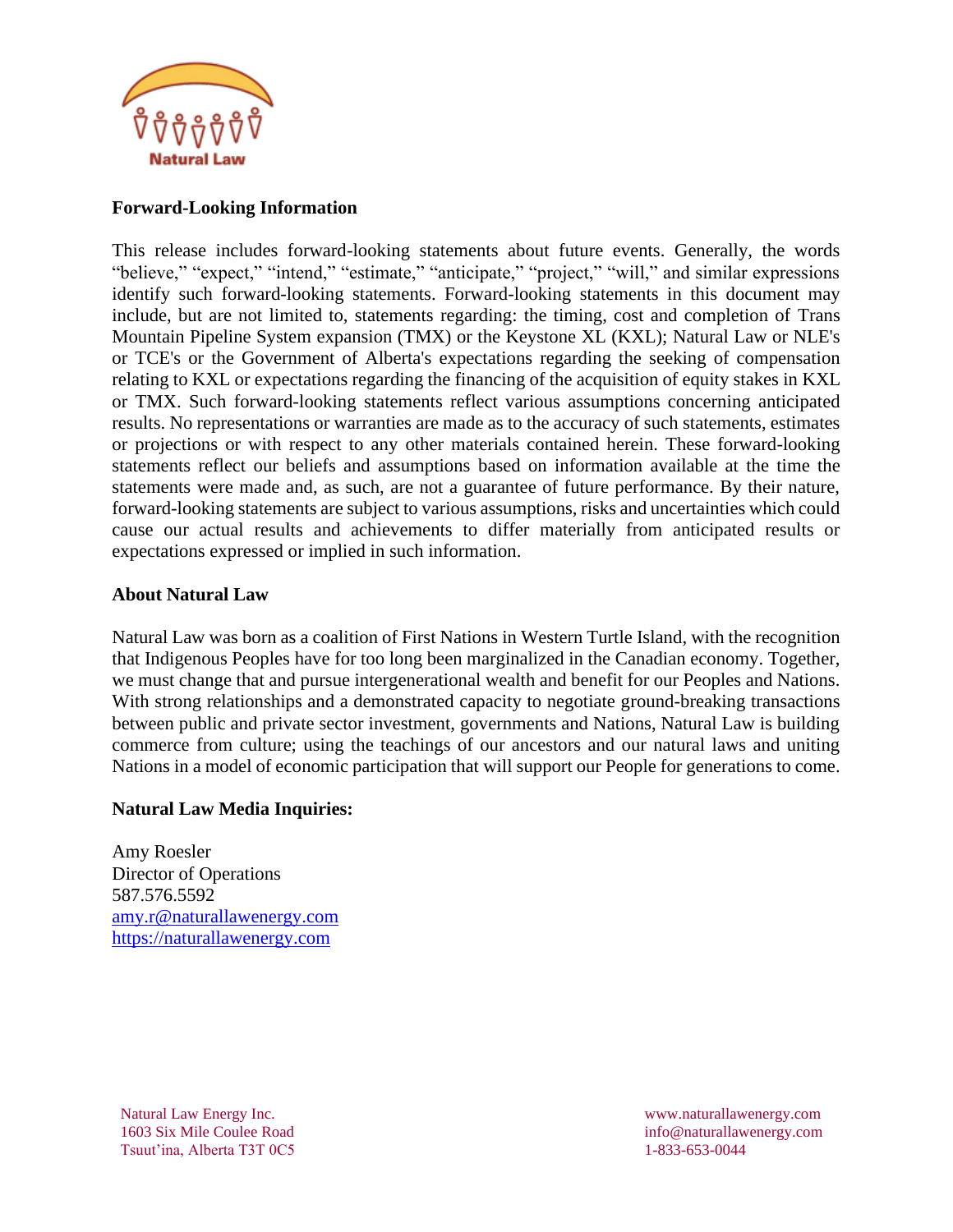**Forward-Looking Information**

This release includes forward-looking statements about future events. Generally, the words "believe," "expect," "intend," "estimate," "anticipate," "project," "will," and similar expressions identify such forward-looking statements. Forward-looking statements in this document may include, but are not limited to, statements regarding: the timing, cost and completion of Trans Mountain Pipeline System expansion (TMX) or the Keystone XL (KXL); Natural Law or NLE's or TCE's or the Government of Alberta's expectations regarding the seeking of compensation relating to KXL or expectations regarding the financing of the acquisition of equity stakes in KXL or TMX. Such forward-looking statements reflect various assumptions concerning anticipated results. No representations or warranties are made as to the accuracy of such statements, estimates or projections or with respect to any other materials contained herein. These forward-looking statements reflect our beliefs and assumptions based on information available at the time the statements were made and, as such, are not a guarantee of future performance. By their nature, forward-looking statements are subject to various assumptions, risks and uncertainties which could cause our actual results and achievements to differ materially from anticipated results or expectations expressed or implied in such information.

**About Natural Law**

Natural Law was born as a coalition of First Nations in Western Turtle Island, with the recognition that Indigenous Peoples have for too long been marginalized in the Canadian economy. Together, we must change that and pursue intergenerational wealth and benefit for our Peoples and Nations. With strong relationships and a demonstrated capacity to negotiate ground-breaking transactions between public and private sector investment, governments and Nations, Natural Law is building commerce from culture; using the teachings of our ancestors and our natural laws and uniting Nations in a model of economic participation that will support our People for generations to come.

**Natural Law Media Inquiries:**

Amy Roesler
Director of Operations
587.576.5592
amy.r@naturallawenergy.com
https://naturallawenergy.com